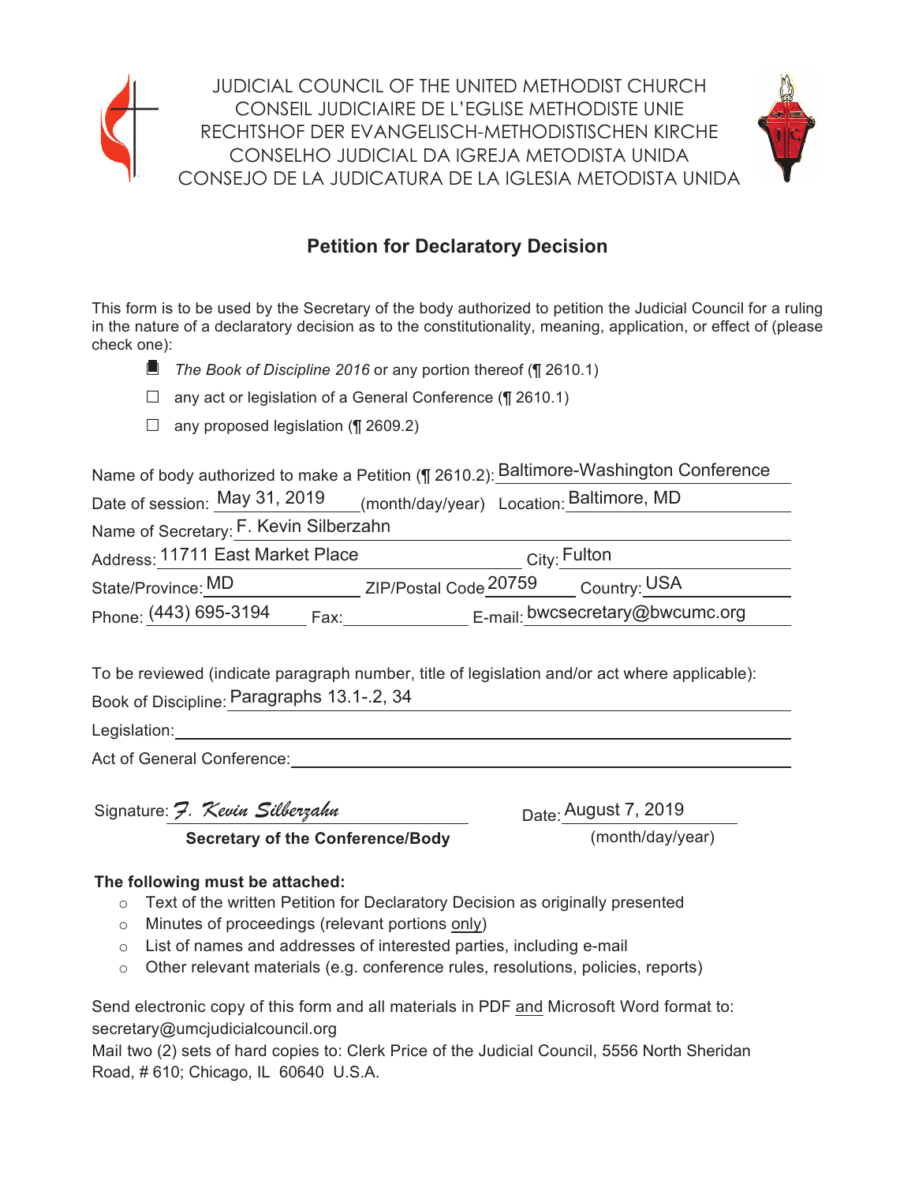JUDICIAL COUNCIL OF THE UNITED METHODIST CHURCH
CONSEIL JUDICIAIRE DE L'EGLISE METHODISTE UNIE
RECHTSHOF DER EVANGELISCH-METHODISTISCHEN KIRCHE
CONSELHO JUDICIAL DA IGREJA METODISTA UNIDA
CONSEJO DE LA JUDICATURA DE LA IGLESIA METODISTA UNIDA

## Petition for Declaratory Decision

This form is to be used by the Secretary of the body authorized to petition the Judicial Council for a ruling in the nature of a declaratory decision as to the constitutionality, meaning, application, or effect of (please check one):

- ■ *The Book of Discipline 2016* or any portion thereof (¶ 2610.1)
- ☐ any act or legislation of a General Conference (¶ 2610.1)
- ☐ any proposed legislation (¶ 2609.2)

Name of body authorized to make a Petition (¶ 2610.2): Baltimore-Washington Conference

Date of session: May 31, 2019 (month/day/year) Location: Baltimore, MD

Name of Secretary: F. Kevin Silberzahn

Address: 11711 East Market Place City: Fulton

State/Province: MD ZIP/Postal Code 20759 Country: USA

Phone: (443) 695-3194 Fax: E-mail: bwcsecretary@bwcumc.org

To be reviewed (indicate paragraph number, title of legislation and/or act where applicable):

Book of Discipline: Paragraphs 13.1-.2, 34

Legislation:

Act of General Conference:

Signature: *F. Kevin Silberzahn* Date: August 7, 2019
**Secretary of the Conference/Body** (month/day/year)

**The following must be attached:**

- Text of the written Petition for Declaratory Decision as originally presented
- Minutes of proceedings (relevant portions only)
- List of names and addresses of interested parties, including e-mail
- Other relevant materials (e.g. conference rules, resolutions, policies, reports)

Send electronic copy of this form and all materials in PDF and Microsoft Word format to: secretary@umcjudicialcouncil.org
Mail two (2) sets of hard copies to: Clerk Price of the Judicial Council, 5556 North Sheridan Road, # 610; Chicago, IL 60640 U.S.A.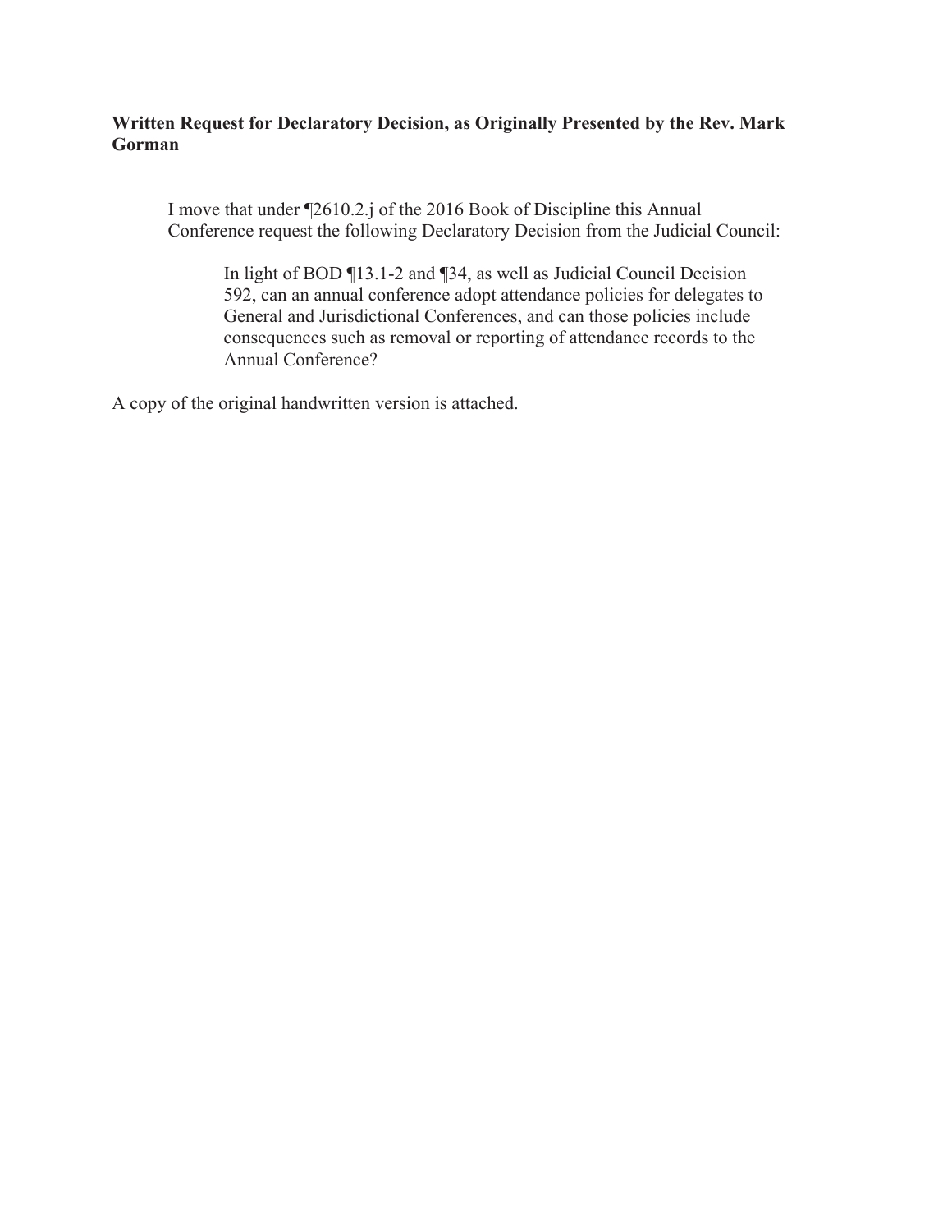**Written Request for Declaratory Decision, as Originally Presented by the Rev. Mark Gorman**

> I move that under ¶2610.2.j of the 2016 Book of Discipline this Annual Conference request the following Declaratory Decision from the Judicial Council:
>
> > In light of BOD ¶13.1-2 and ¶34, as well as Judicial Council Decision 592, can an annual conference adopt attendance policies for delegates to General and Jurisdictional Conferences, and can those policies include consequences such as removal or reporting of attendance records to the Annual Conference?

A copy of the original handwritten version is attached.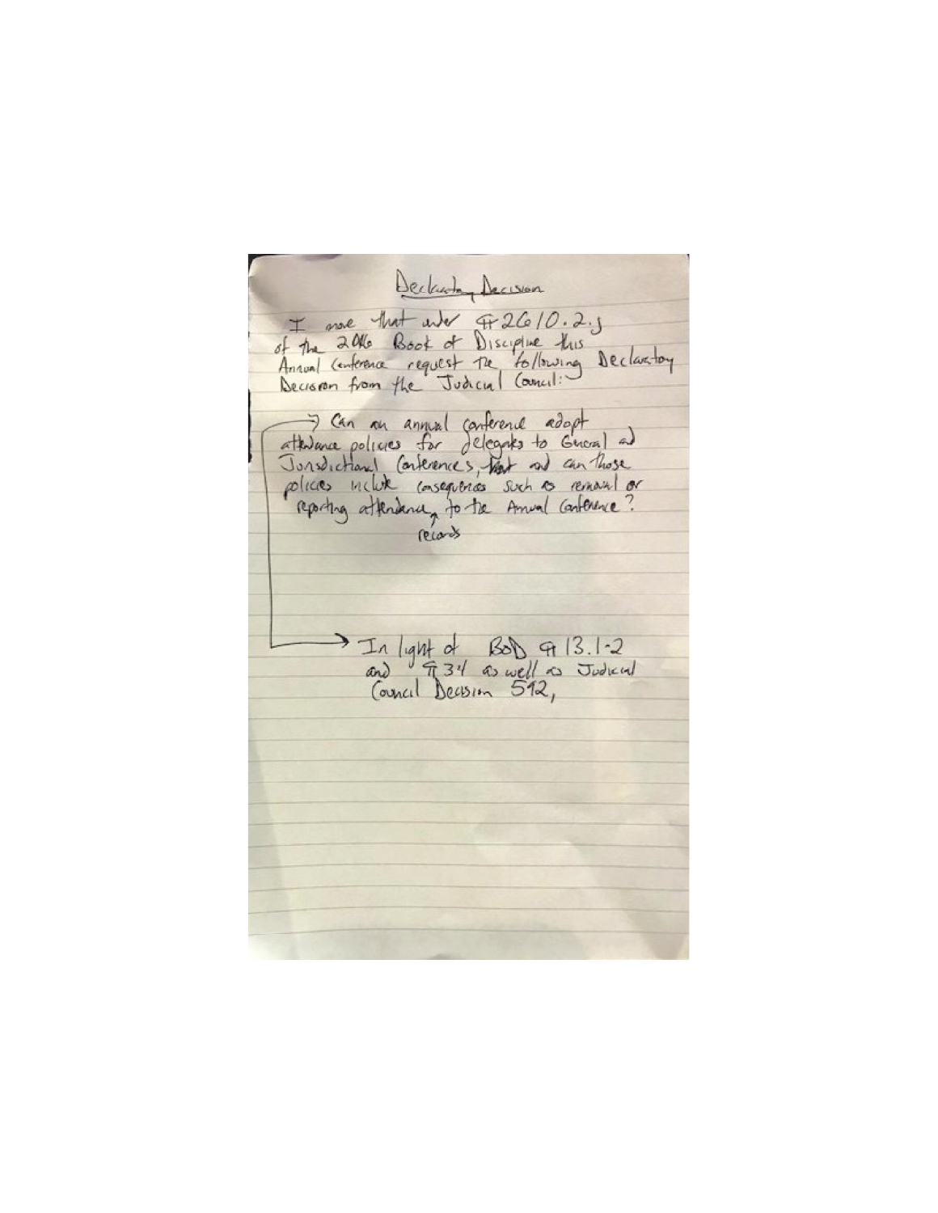# Declaratory Decision

I move that under ¶2610.2.j of the 2016 Book of Discipline this Annual Conference request the following Declaratory Decision from the Judicial Council:

In light of BoD ¶13.1-2 and ¶34 as well as Judicial Council Decision 512,

Can an annual conference adopt attendance policies for delegates to General and Jurisdictional Conferences, ~~that~~ and can those policies include consequences such as removal or reporting attendance records to the Annual Conference?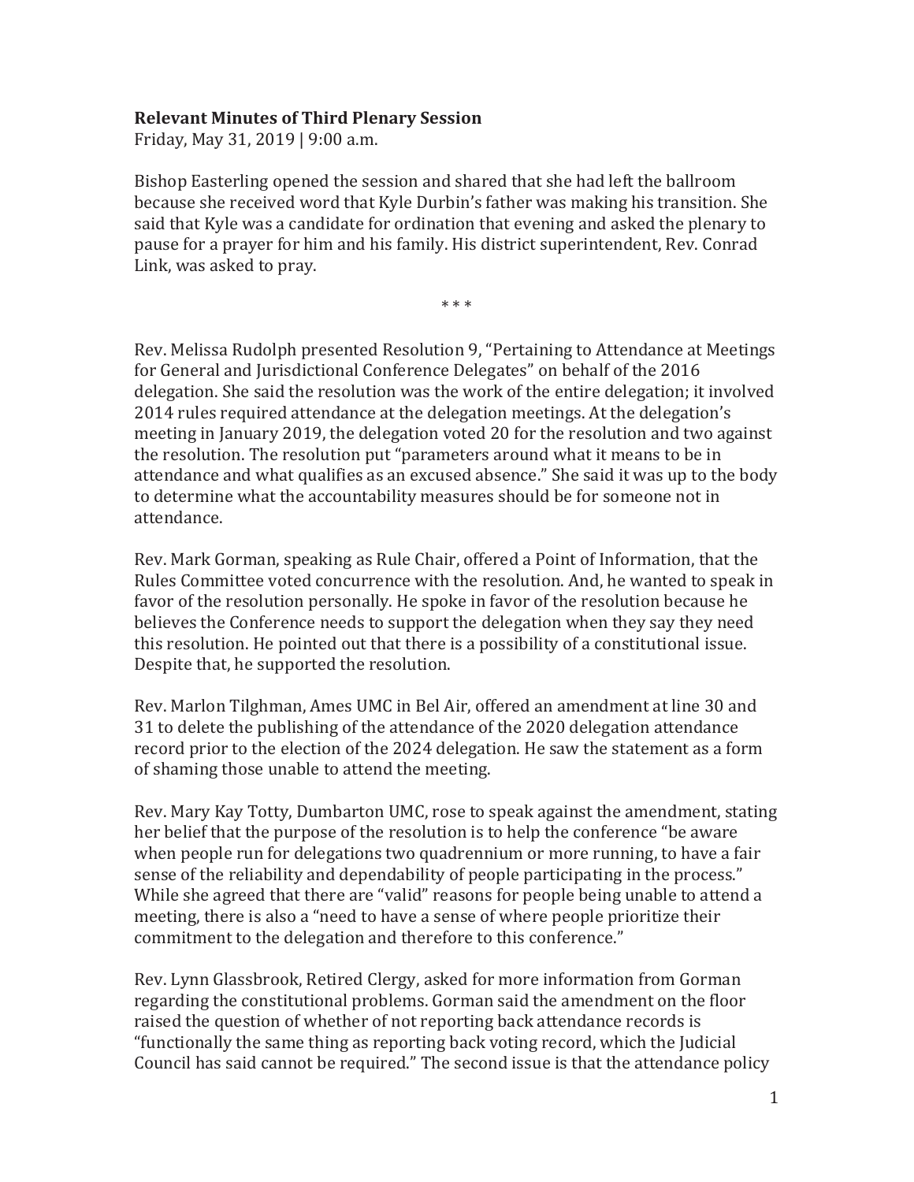**Relevant Minutes of Third Plenary Session**

Friday, May 31, 2019 | 9:00 a.m.

Bishop Easterling opened the session and shared that she had left the ballroom because she received word that Kyle Durbin's father was making his transition. She said that Kyle was a candidate for ordination that evening and asked the plenary to pause for a prayer for him and his family. His district superintendent, Rev. Conrad Link, was asked to pray.

\* \* \*

Rev. Melissa Rudolph presented Resolution 9, "Pertaining to Attendance at Meetings for General and Jurisdictional Conference Delegates" on behalf of the 2016 delegation. She said the resolution was the work of the entire delegation; it involved 2014 rules required attendance at the delegation meetings. At the delegation's meeting in January 2019, the delegation voted 20 for the resolution and two against the resolution. The resolution put "parameters around what it means to be in attendance and what qualifies as an excused absence." She said it was up to the body to determine what the accountability measures should be for someone not in attendance.

Rev. Mark Gorman, speaking as Rule Chair, offered a Point of Information, that the Rules Committee voted concurrence with the resolution. And, he wanted to speak in favor of the resolution personally. He spoke in favor of the resolution because he believes the Conference needs to support the delegation when they say they need this resolution. He pointed out that there is a possibility of a constitutional issue. Despite that, he supported the resolution.

Rev. Marlon Tilghman, Ames UMC in Bel Air, offered an amendment at line 30 and 31 to delete the publishing of the attendance of the 2020 delegation attendance record prior to the election of the 2024 delegation. He saw the statement as a form of shaming those unable to attend the meeting.

Rev. Mary Kay Totty, Dumbarton UMC, rose to speak against the amendment, stating her belief that the purpose of the resolution is to help the conference "be aware when people run for delegations two quadrennium or more running, to have a fair sense of the reliability and dependability of people participating in the process." While she agreed that there are "valid" reasons for people being unable to attend a meeting, there is also a "need to have a sense of where people prioritize their commitment to the delegation and therefore to this conference."

Rev. Lynn Glassbrook, Retired Clergy, asked for more information from Gorman regarding the constitutional problems. Gorman said the amendment on the floor raised the question of whether of not reporting back attendance records is "functionally the same thing as reporting back voting record, which the Judicial Council has said cannot be required." The second issue is that the attendance policy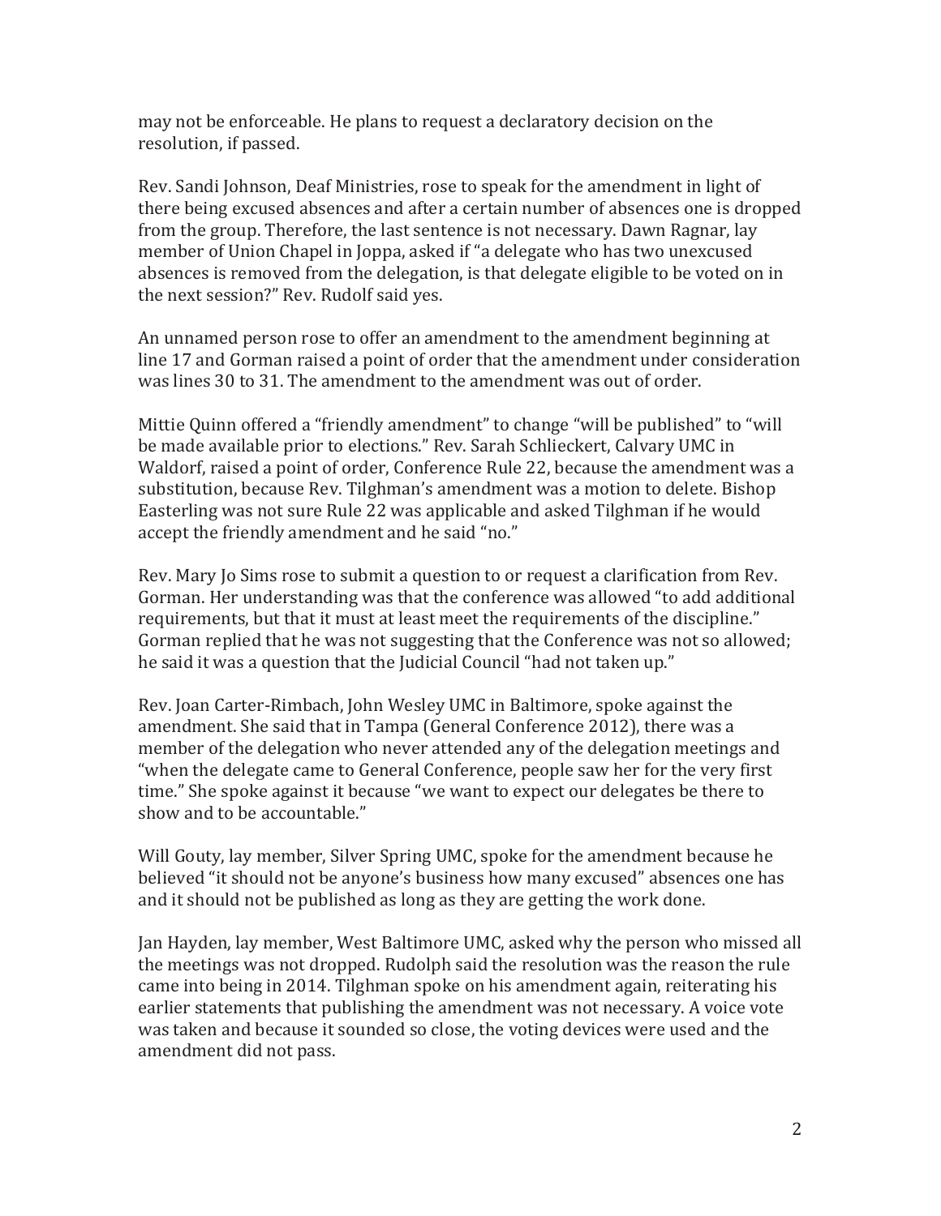may not be enforceable. He plans to request a declaratory decision on the resolution, if passed.

Rev. Sandi Johnson, Deaf Ministries, rose to speak for the amendment in light of there being excused absences and after a certain number of absences one is dropped from the group. Therefore, the last sentence is not necessary. Dawn Ragnar, lay member of Union Chapel in Joppa, asked if "a delegate who has two unexcused absences is removed from the delegation, is that delegate eligible to be voted on in the next session?" Rev. Rudolf said yes.

An unnamed person rose to offer an amendment to the amendment beginning at line 17 and Gorman raised a point of order that the amendment under consideration was lines 30 to 31. The amendment to the amendment was out of order.

Mittie Quinn offered a "friendly amendment" to change "will be published" to "will be made available prior to elections." Rev. Sarah Schlieckert, Calvary UMC in Waldorf, raised a point of order, Conference Rule 22, because the amendment was a substitution, because Rev. Tilghman's amendment was a motion to delete. Bishop Easterling was not sure Rule 22 was applicable and asked Tilghman if he would accept the friendly amendment and he said "no."

Rev. Mary Jo Sims rose to submit a question to or request a clarification from Rev. Gorman. Her understanding was that the conference was allowed "to add additional requirements, but that it must at least meet the requirements of the discipline." Gorman replied that he was not suggesting that the Conference was not so allowed; he said it was a question that the Judicial Council "had not taken up."

Rev. Joan Carter-Rimbach, John Wesley UMC in Baltimore, spoke against the amendment. She said that in Tampa (General Conference 2012), there was a member of the delegation who never attended any of the delegation meetings and "when the delegate came to General Conference, people saw her for the very first time." She spoke against it because "we want to expect our delegates be there to show and to be accountable."

Will Gouty, lay member, Silver Spring UMC, spoke for the amendment because he believed "it should not be anyone's business how many excused" absences one has and it should not be published as long as they are getting the work done.

Jan Hayden, lay member, West Baltimore UMC, asked why the person who missed all the meetings was not dropped. Rudolph said the resolution was the reason the rule came into being in 2014. Tilghman spoke on his amendment again, reiterating his earlier statements that publishing the amendment was not necessary. A voice vote was taken and because it sounded so close, the voting devices were used and the amendment did not pass.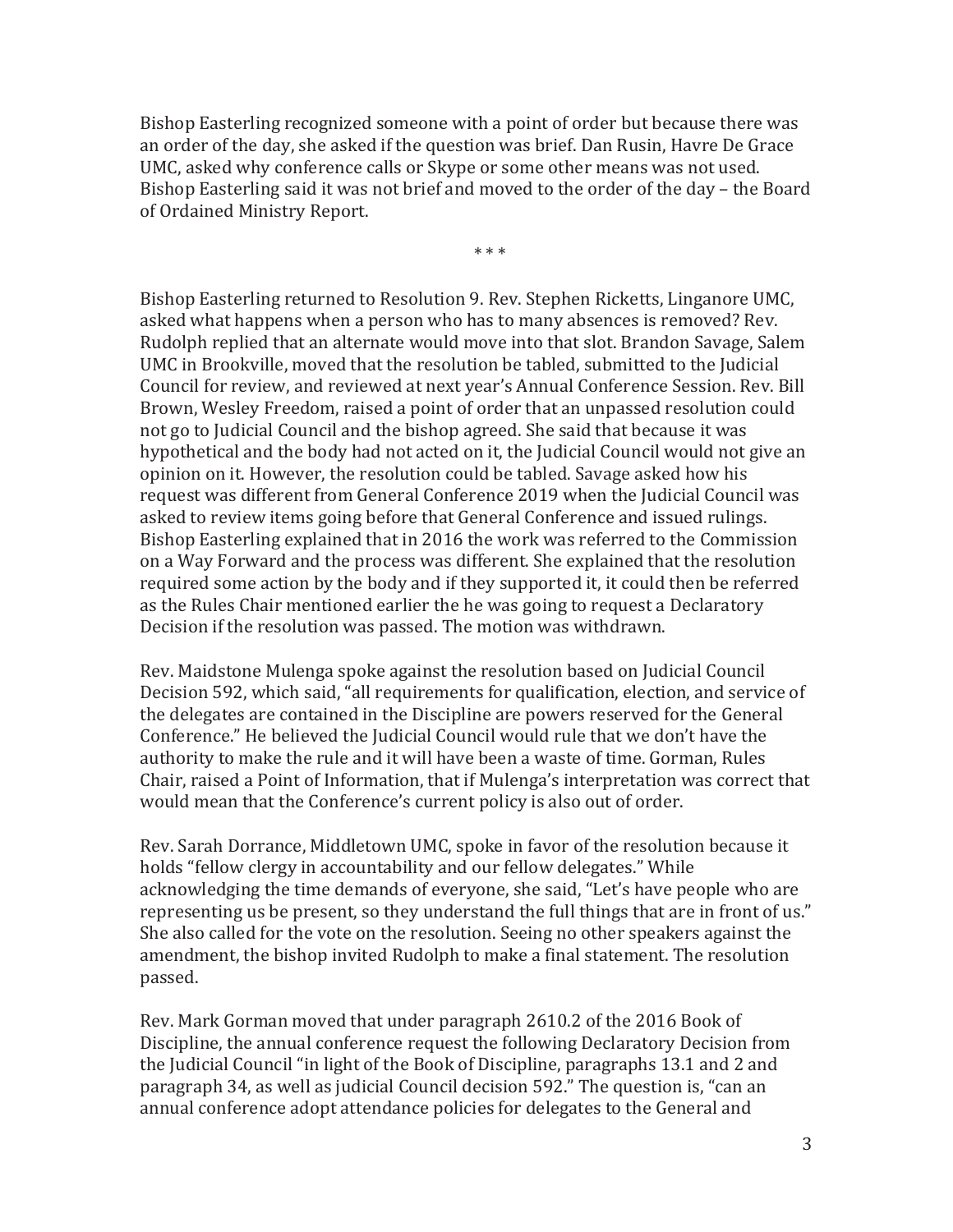Bishop Easterling recognized someone with a point of order but because there was an order of the day, she asked if the question was brief. Dan Rusin, Havre De Grace UMC, asked why conference calls or Skype or some other means was not used. Bishop Easterling said it was not brief and moved to the order of the day – the Board of Ordained Ministry Report.

\* \* \*

Bishop Easterling returned to Resolution 9. Rev. Stephen Ricketts, Linganore UMC, asked what happens when a person who has to many absences is removed? Rev. Rudolph replied that an alternate would move into that slot. Brandon Savage, Salem UMC in Brookville, moved that the resolution be tabled, submitted to the Judicial Council for review, and reviewed at next year's Annual Conference Session. Rev. Bill Brown, Wesley Freedom, raised a point of order that an unpassed resolution could not go to Judicial Council and the bishop agreed. She said that because it was hypothetical and the body had not acted on it, the Judicial Council would not give an opinion on it. However, the resolution could be tabled. Savage asked how his request was different from General Conference 2019 when the Judicial Council was asked to review items going before that General Conference and issued rulings. Bishop Easterling explained that in 2016 the work was referred to the Commission on a Way Forward and the process was different. She explained that the resolution required some action by the body and if they supported it, it could then be referred as the Rules Chair mentioned earlier the he was going to request a Declaratory Decision if the resolution was passed. The motion was withdrawn.

Rev. Maidstone Mulenga spoke against the resolution based on Judicial Council Decision 592, which said, "all requirements for qualification, election, and service of the delegates are contained in the Discipline are powers reserved for the General Conference." He believed the Judicial Council would rule that we don't have the authority to make the rule and it will have been a waste of time. Gorman, Rules Chair, raised a Point of Information, that if Mulenga's interpretation was correct that would mean that the Conference's current policy is also out of order.

Rev. Sarah Dorrance, Middletown UMC, spoke in favor of the resolution because it holds "fellow clergy in accountability and our fellow delegates." While acknowledging the time demands of everyone, she said, "Let's have people who are representing us be present, so they understand the full things that are in front of us." She also called for the vote on the resolution. Seeing no other speakers against the amendment, the bishop invited Rudolph to make a final statement. The resolution passed.

Rev. Mark Gorman moved that under paragraph 2610.2 of the 2016 Book of Discipline, the annual conference request the following Declaratory Decision from the Judicial Council "in light of the Book of Discipline, paragraphs 13.1 and 2 and paragraph 34, as well as judicial Council decision 592." The question is, "can an annual conference adopt attendance policies for delegates to the General and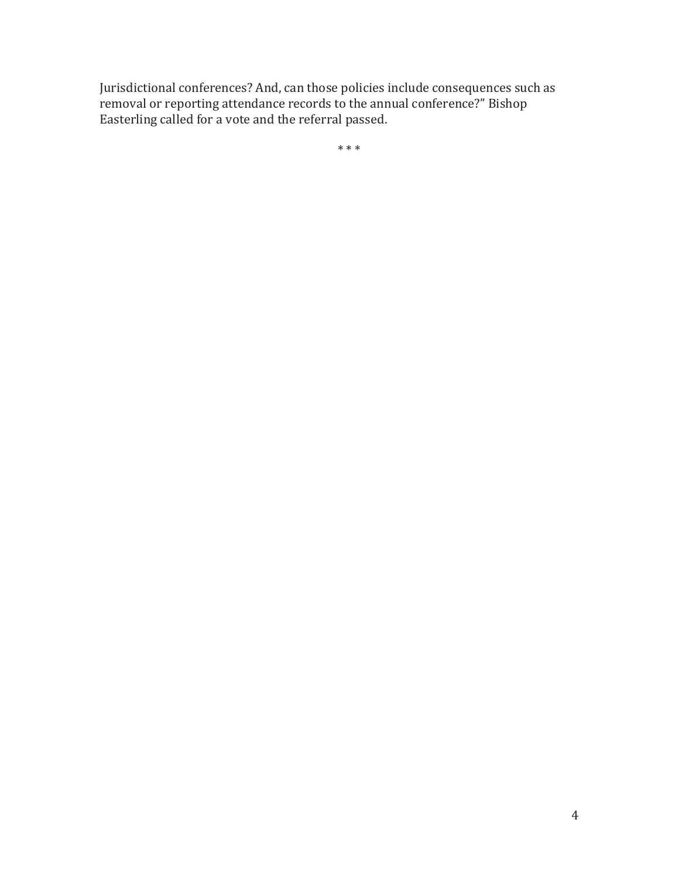Jurisdictional conferences? And, can those policies include consequences such as removal or reporting attendance records to the annual conference?" Bishop Easterling called for a vote and the referral passed.

* * *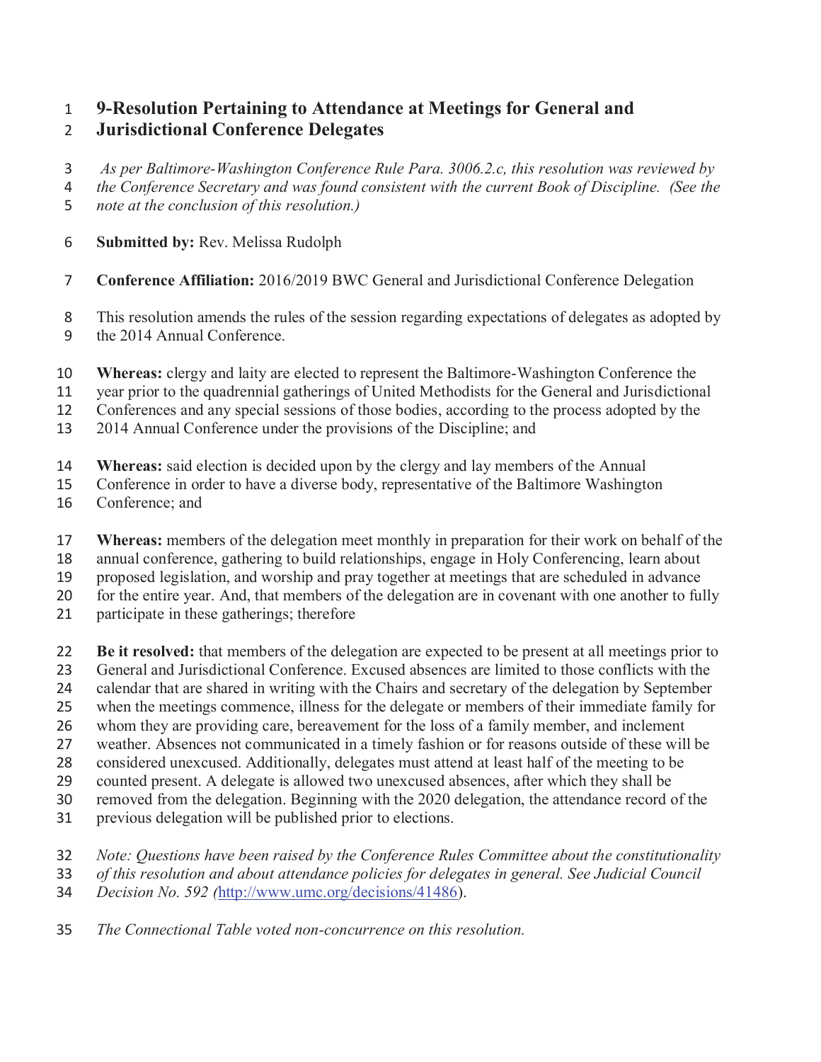# 9-Resolution Pertaining to Attendance at Meetings for General and Jurisdictional Conference Delegates

*As per Baltimore-Washington Conference Rule Para. 3006.2.c, this resolution was reviewed by the Conference Secretary and was found consistent with the current Book of Discipline. (See the note at the conclusion of this resolution.)*

**Submitted by:** Rev. Melissa Rudolph

**Conference Affiliation:** 2016/2019 BWC General and Jurisdictional Conference Delegation

This resolution amends the rules of the session regarding expectations of delegates as adopted by the 2014 Annual Conference.

**Whereas:** clergy and laity are elected to represent the Baltimore-Washington Conference the year prior to the quadrennial gatherings of United Methodists for the General and Jurisdictional Conferences and any special sessions of those bodies, according to the process adopted by the 2014 Annual Conference under the provisions of the Discipline; and

**Whereas:** said election is decided upon by the clergy and lay members of the Annual Conference in order to have a diverse body, representative of the Baltimore Washington Conference; and

**Whereas:** members of the delegation meet monthly in preparation for their work on behalf of the annual conference, gathering to build relationships, engage in Holy Conferencing, learn about proposed legislation, and worship and pray together at meetings that are scheduled in advance for the entire year. And, that members of the delegation are in covenant with one another to fully participate in these gatherings; therefore

**Be it resolved:** that members of the delegation are expected to be present at all meetings prior to General and Jurisdictional Conference. Excused absences are limited to those conflicts with the calendar that are shared in writing with the Chairs and secretary of the delegation by September when the meetings commence, illness for the delegate or members of their immediate family for whom they are providing care, bereavement for the loss of a family member, and inclement weather. Absences not communicated in a timely fashion or for reasons outside of these will be considered unexcused. Additionally, delegates must attend at least half of the meeting to be counted present. A delegate is allowed two unexcused absences, after which they shall be removed from the delegation. Beginning with the 2020 delegation, the attendance record of the previous delegation will be published prior to elections.

*Note: Questions have been raised by the Conference Rules Committee about the constitutionality of this resolution and about attendance policies for delegates in general. See Judicial Council Decision No. 592 (*http://www.umc.org/decisions/41486).

*The Connectional Table voted non-concurrence on this resolution.*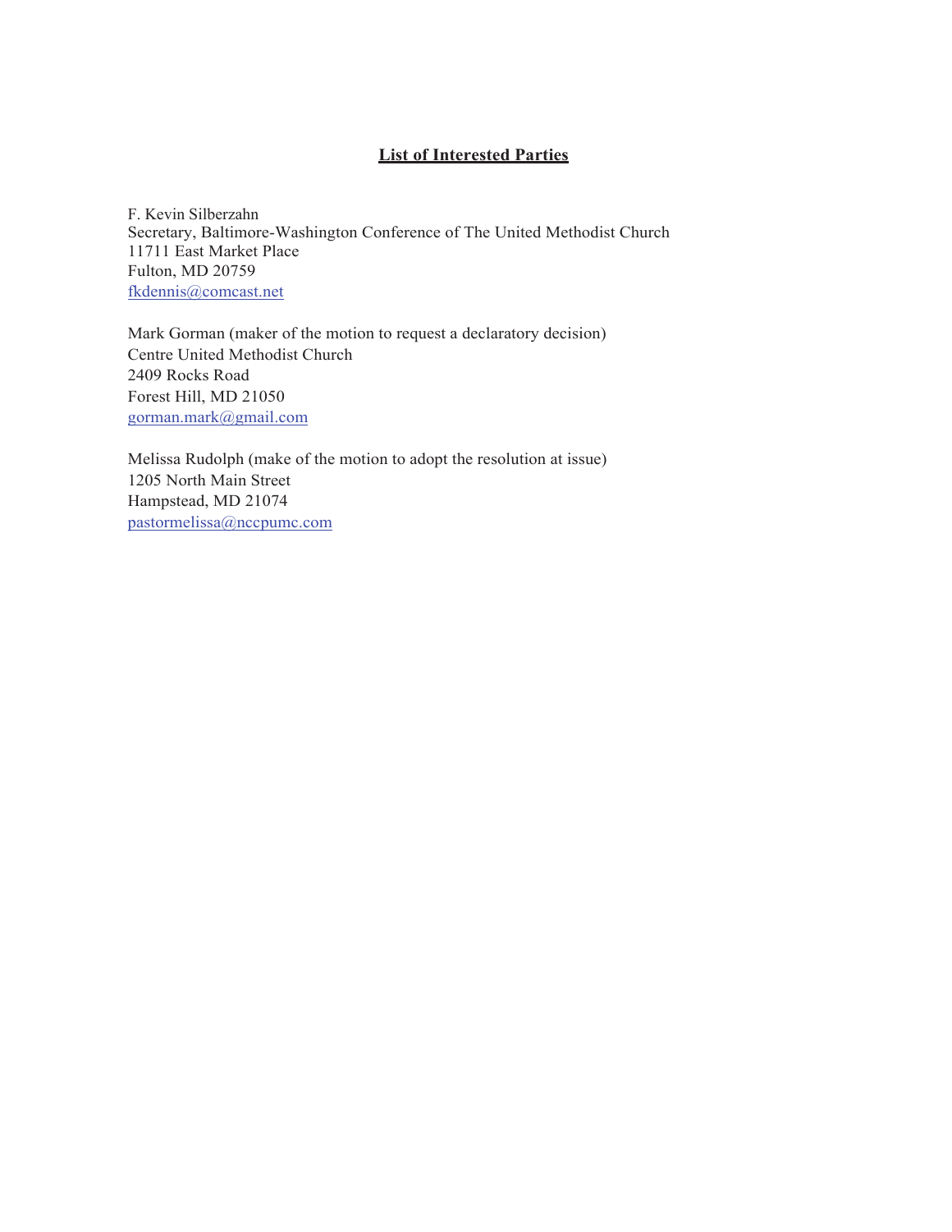**List of Interested Parties**

F. Kevin Silberzahn
Secretary, Baltimore-Washington Conference of The United Methodist Church
11711 East Market Place
Fulton, MD 20759
fkdennis@comcast.net

Mark Gorman (maker of the motion to request a declaratory decision)
Centre United Methodist Church
2409 Rocks Road
Forest Hill, MD 21050
gorman.mark@gmail.com

Melissa Rudolph (make of the motion to adopt the resolution at issue)
1205 North Main Street
Hampstead, MD 21074
pastormelissa@nccpumc.com